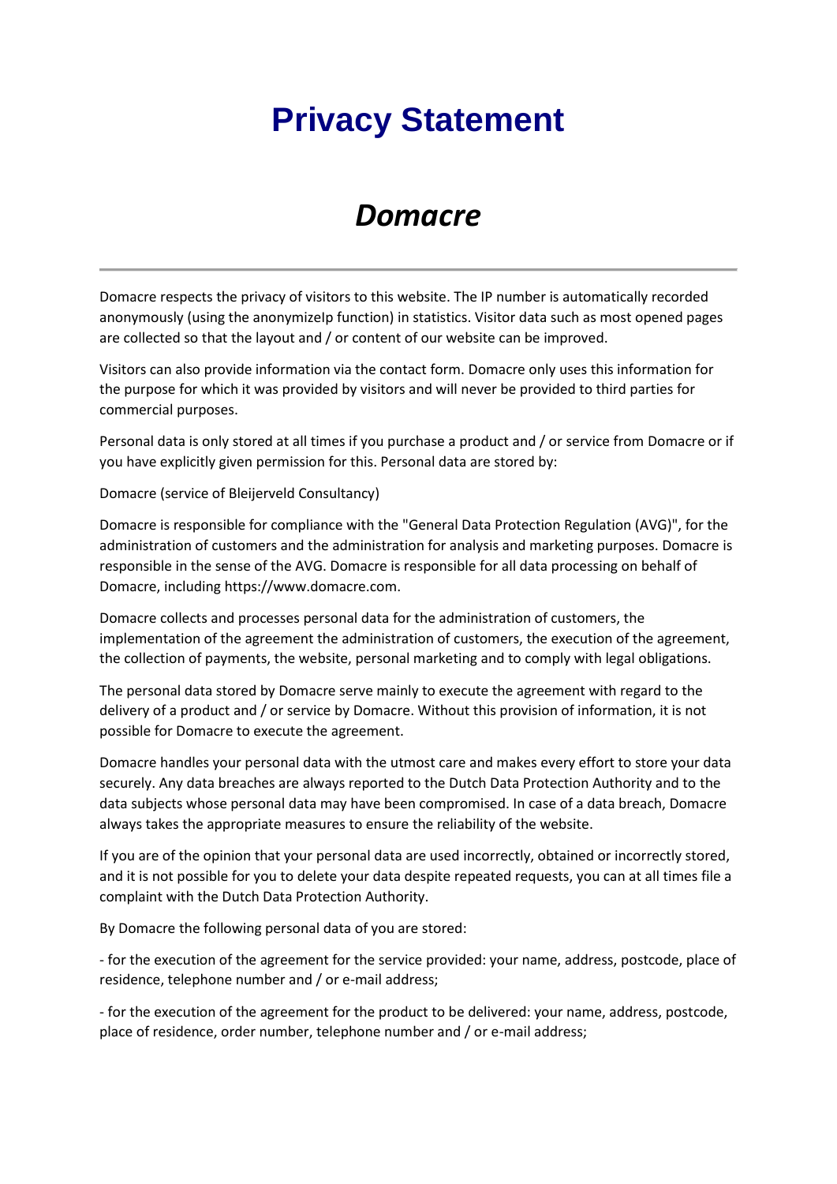# Privacy Statement

## *Domacre*

---

Domacre respects the privacy of visitors to this website. The IP number is automatically recorded anonymously (using the anonymizeIp function) in statistics. Visitor data such as most opened pages are collected so that the layout and / or content of our website can be improved.

Visitors can also provide information via the contact form. Domacre only uses this information for the purpose for which it was provided by visitors and will never be provided to third parties for commercial purposes.

Personal data is only stored at all times if you purchase a product and / or service from Domacre or if you have explicitly given permission for this. Personal data are stored by:

Domacre (service of Bleijerveld Consultancy)

Domacre is responsible for compliance with the "General Data Protection Regulation (AVG)", for the administration of customers and the administration for analysis and marketing purposes. Domacre is responsible in the sense of the AVG. Domacre is responsible for all data processing on behalf of Domacre, including https://www.domacre.com.

Domacre collects and processes personal data for the administration of customers, the implementation of the agreement the administration of customers, the execution of the agreement, the collection of payments, the website, personal marketing and to comply with legal obligations.

The personal data stored by Domacre serve mainly to execute the agreement with regard to the delivery of a product and / or service by Domacre. Without this provision of information, it is not possible for Domacre to execute the agreement.

Domacre handles your personal data with the utmost care and makes every effort to store your data securely. Any data breaches are always reported to the Dutch Data Protection Authority and to the data subjects whose personal data may have been compromised. In case of a data breach, Domacre always takes the appropriate measures to ensure the reliability of the website.

If you are of the opinion that your personal data are used incorrectly, obtained or incorrectly stored, and it is not possible for you to delete your data despite repeated requests, you can at all times file a complaint with the Dutch Data Protection Authority.

By Domacre the following personal data of you are stored:

- for the execution of the agreement for the service provided: your name, address, postcode, place of residence, telephone number and / or e-mail address;

- for the execution of the agreement for the product to be delivered: your name, address, postcode, place of residence, order number, telephone number and / or e-mail address;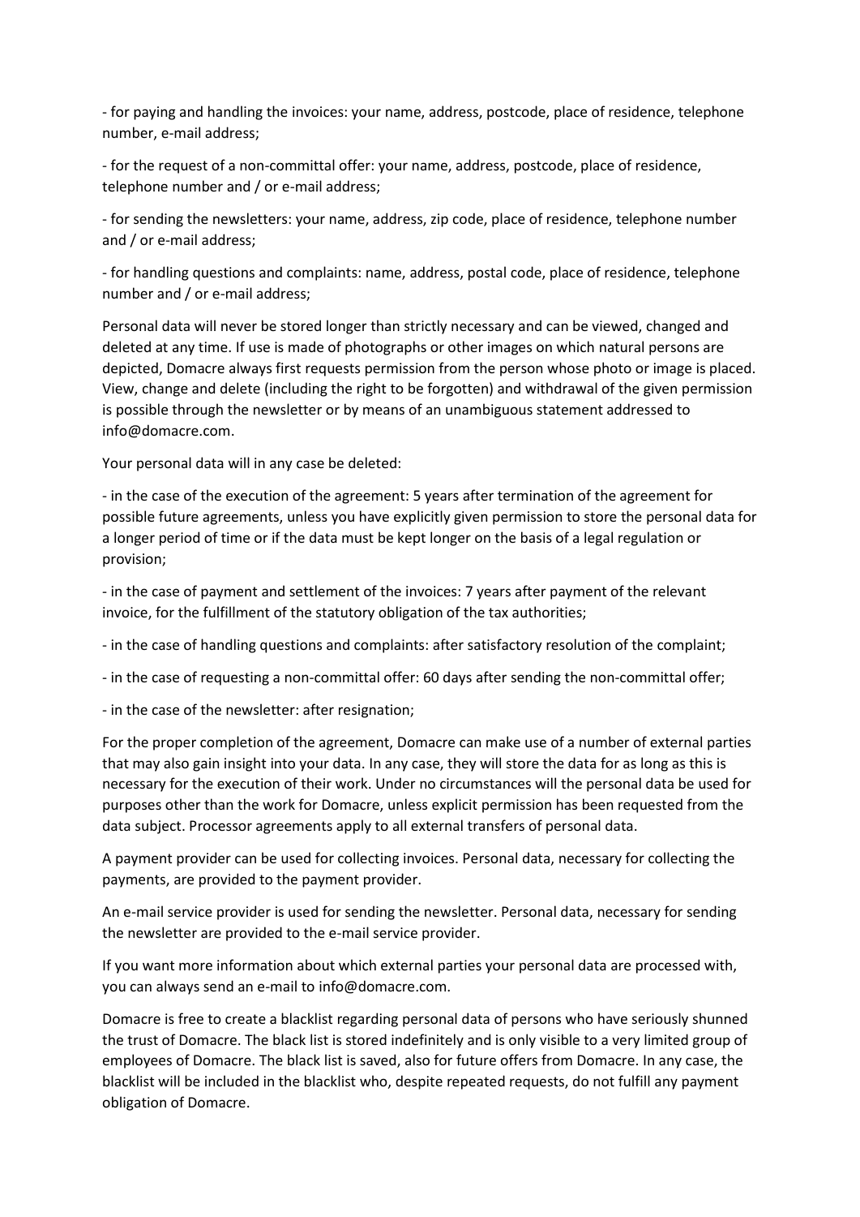- for paying and handling the invoices: your name, address, postcode, place of residence, telephone number, e-mail address;

- for the request of a non-committal offer: your name, address, postcode, place of residence, telephone number and / or e-mail address;

- for sending the newsletters: your name, address, zip code, place of residence, telephone number and / or e-mail address;

- for handling questions and complaints: name, address, postal code, place of residence, telephone number and / or e-mail address;

Personal data will never be stored longer than strictly necessary and can be viewed, changed and deleted at any time. If use is made of photographs or other images on which natural persons are depicted, Domacre always first requests permission from the person whose photo or image is placed. View, change and delete (including the right to be forgotten) and withdrawal of the given permission is possible through the newsletter or by means of an unambiguous statement addressed to info@domacre.com.

Your personal data will in any case be deleted:

- in the case of the execution of the agreement: 5 years after termination of the agreement for possible future agreements, unless you have explicitly given permission to store the personal data for a longer period of time or if the data must be kept longer on the basis of a legal regulation or provision;

- in the case of payment and settlement of the invoices: 7 years after payment of the relevant invoice, for the fulfillment of the statutory obligation of the tax authorities;

- in the case of handling questions and complaints: after satisfactory resolution of the complaint;

- in the case of requesting a non-committal offer: 60 days after sending the non-committal offer;

- in the case of the newsletter: after resignation;

For the proper completion of the agreement, Domacre can make use of a number of external parties that may also gain insight into your data. In any case, they will store the data for as long as this is necessary for the execution of their work. Under no circumstances will the personal data be used for purposes other than the work for Domacre, unless explicit permission has been requested from the data subject. Processor agreements apply to all external transfers of personal data.

A payment provider can be used for collecting invoices. Personal data, necessary for collecting the payments, are provided to the payment provider.

An e-mail service provider is used for sending the newsletter. Personal data, necessary for sending the newsletter are provided to the e-mail service provider.

If you want more information about which external parties your personal data are processed with, you can always send an e-mail to info@domacre.com.

Domacre is free to create a blacklist regarding personal data of persons who have seriously shunned the trust of Domacre. The black list is stored indefinitely and is only visible to a very limited group of employees of Domacre. The black list is saved, also for future offers from Domacre. In any case, the blacklist will be included in the blacklist who, despite repeated requests, do not fulfill any payment obligation of Domacre.